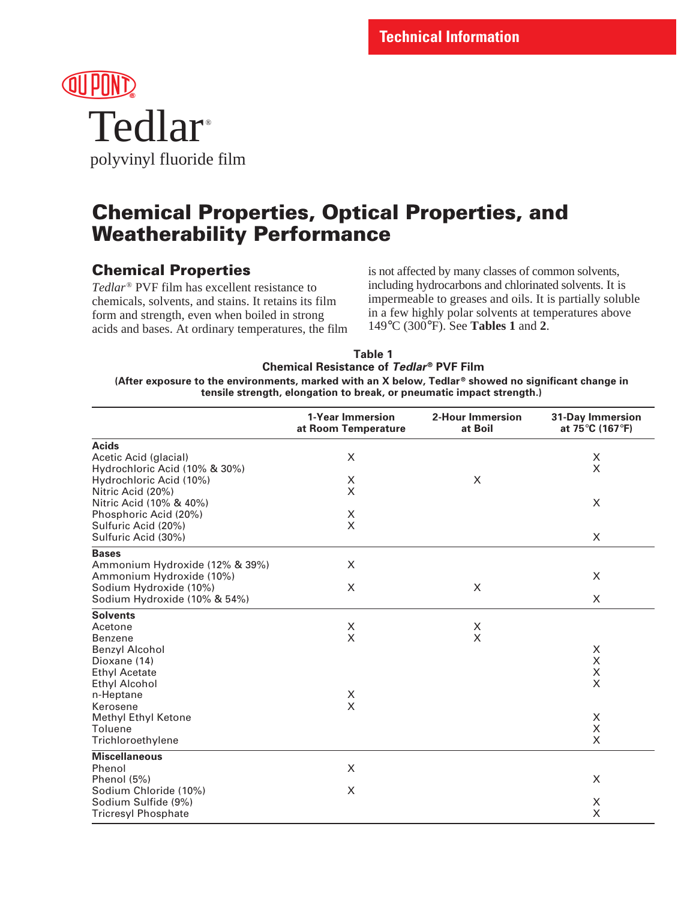Technical Information

DU PONT®

# Tedlar®

polyvinyl fluoride film

# Chemical Properties, Optical Properties, and Weatherability Performance

## Chemical Properties

*Tedlar®* PVF film has excellent resistance to chemicals, solvents, and stains. It retains its film form and strength, even when boiled in strong acids and bases. At ordinary temperatures, the film is not affected by many classes of common solvents, including hydrocarbons and chlorinated solvents. It is impermeable to greases and oils. It is partially soluble in a few highly polar solvents at temperatures above 149°C (300°F). See **Tables 1** and **2**.

**Table 1**
**Chemical Resistance of *Tedlar®* PVF Film**
**(After exposure to the environments, marked with an X below, Tedlar® showed no significant change in tensile strength, elongation to break, or pneumatic impact strength.)**

| | 1-Year Immersion at Room Temperature | 2-Hour Immersion at Boil | 31-Day Immersion at 75°C (167°F) |
|---|---|---|---|
| **Acids** | | | |
| Acetic Acid (glacial) | X | | X |
| Hydrochloric Acid (10% & 30%) | | | X |
| Hydrochloric Acid (10%) | X | X | |
| Nitric Acid (20%) | X | | |
| Nitric Acid (10% & 40%) | | | X |
| Phosphoric Acid (20%) | X | | |
| Sulfuric Acid (20%) | X | | |
| Sulfuric Acid (30%) | | | X |
| **Bases** | | | |
| Ammonium Hydroxide (12% & 39%) | X | | |
| Ammonium Hydroxide (10%) | | | X |
| Sodium Hydroxide (10%) | X | X | |
| Sodium Hydroxide (10% & 54%) | | | X |
| **Solvents** | | | |
| Acetone | X | X | |
| Benzene | X | X | |
| Benzyl Alcohol | | | X |
| Dioxane (14) | | | X |
| Ethyl Acetate | | | X |
| Ethyl Alcohol | | | X |
| n-Heptane | X | | |
| Kerosene | X | | |
| Methyl Ethyl Ketone | | | X |
| Toluene | | | X |
| Trichloroethylene | | | X |
| **Miscellaneous** | | | |
| Phenol | X | | |
| Phenol (5%) | | | X |
| Sodium Chloride (10%) | X | | |
| Sodium Sulfide (9%) | | | X |
| Tricresyl Phosphate | | | X |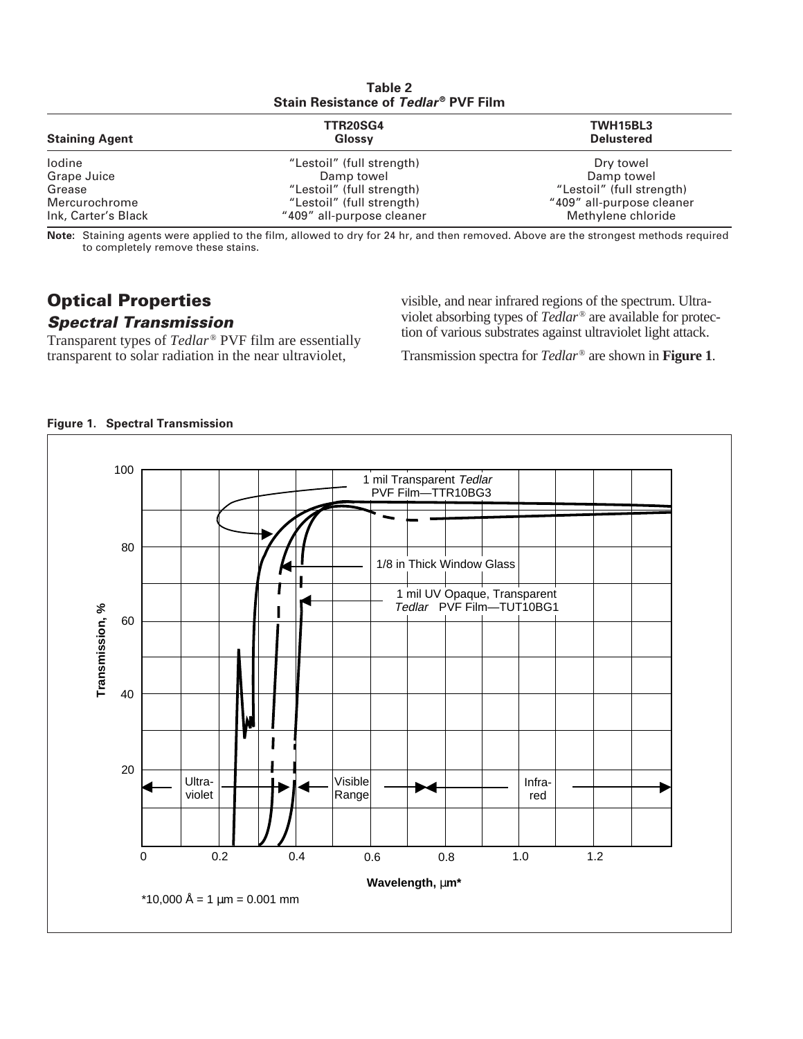**Table 2**
**Stain Resistance of *Tedlar*® PVF Film**

| Staining Agent | TTR20SG4 Glossy | TWH15BL3 Delustered |
|---|---|---|
| Iodine | "Lestoil" (full strength) | Dry towel |
| Grape Juice | Damp towel | Damp towel |
| Grease | "Lestoil" (full strength) | "Lestoil" (full strength) |
| Mercurochrome | "Lestoil" (full strength) | "409" all-purpose cleaner |
| Ink, Carter's Black | "409" all-purpose cleaner | Methylene chloride |

**Note:** Staining agents were applied to the film, allowed to dry for 24 hr, and then removed. Above are the strongest methods required to completely remove these stains.

## Optical Properties

### *Spectral Transmission*

Transparent types of *Tedlar*® PVF film are essentially transparent to solar radiation in the near ultraviolet, visible, and near infrared regions of the spectrum. Ultraviolet absorbing types of *Tedlar*® are available for protection of various substrates against ultraviolet light attack.

Transmission spectra for *Tedlar*® are shown in **Figure 1**.

**Figure 1. Spectral Transmission**

[Graph: Transmission, % (0–100) vs. Wavelength, μm* (0–1.4). Curves: 1 mil Transparent *Tedlar* PVF Film—TTR10BG3; 1/8 in Thick Window Glass; 1 mil UV Opaque, Transparent *Tedlar* PVF Film—TUT10BG1. Regions: Ultraviolet, Visible Range, Infrared.]

*10,000 Å = 1 μm = 0.001 mm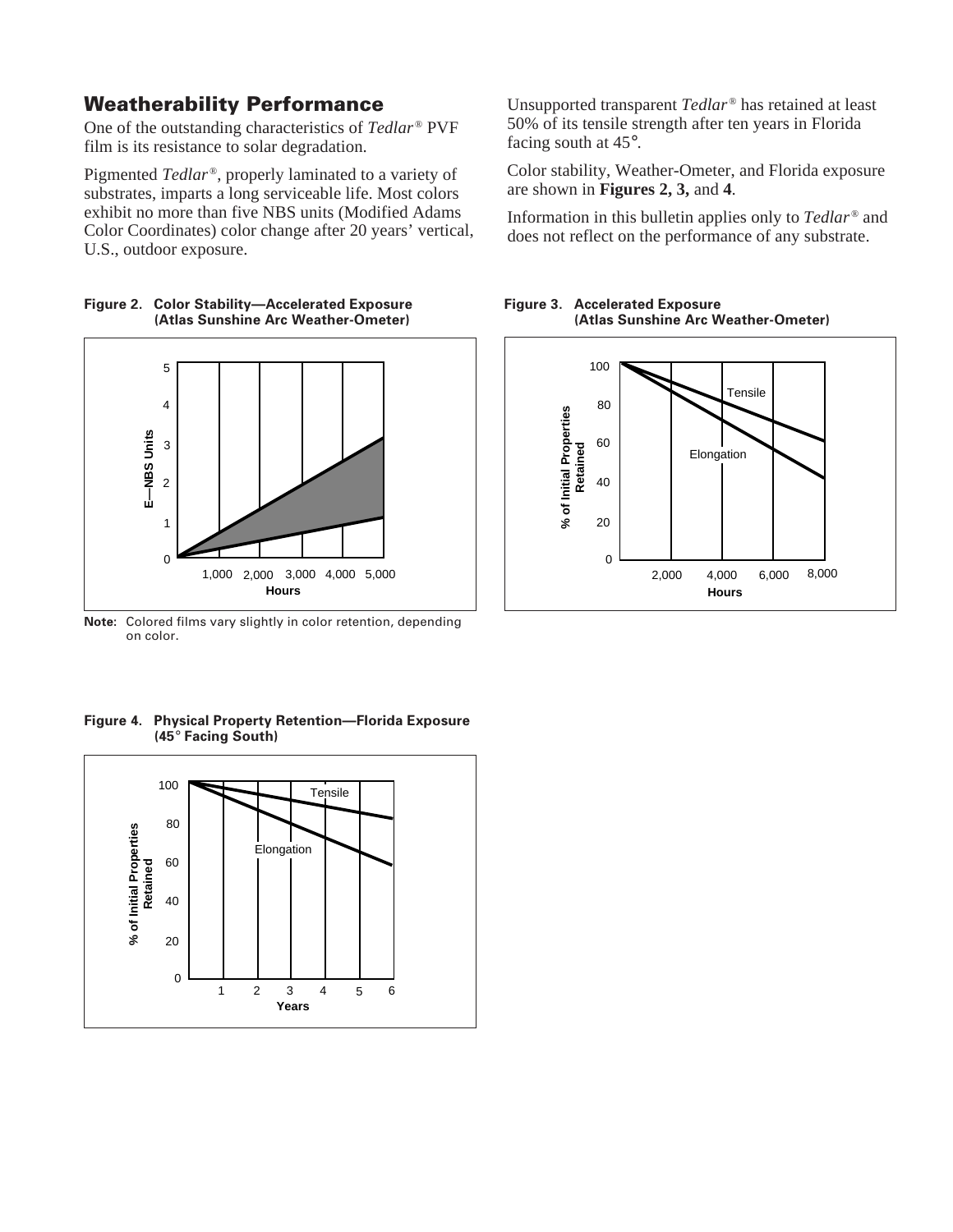## Weatherability Performance

One of the outstanding characteristics of *Tedlar*® PVF film is its resistance to solar degradation.

Pigmented *Tedlar*®, properly laminated to a variety of substrates, imparts a long serviceable life. Most colors exhibit no more than five NBS units (Modified Adams Color Coordinates) color change after 20 years' vertical, U.S., outdoor exposure.

Unsupported transparent *Tedlar*® has retained at least 50% of its tensile strength after ten years in Florida facing south at 45°.

Color stability, Weather-Ometer, and Florida exposure are shown in **Figures 2, 3,** and **4**.

Information in this bulletin applies only to *Tedlar*® and does not reflect on the performance of any substrate.

**Figure 2. Color Stability—Accelerated Exposure (Atlas Sunshine Arc Weather-Ometer)**

**Note**: Colored films vary slightly in color retention, depending on color.

**Figure 3. Accelerated Exposure (Atlas Sunshine Arc Weather-Ometer)**

**Figure 4. Physical Property Retention—Florida Exposure (45° Facing South)**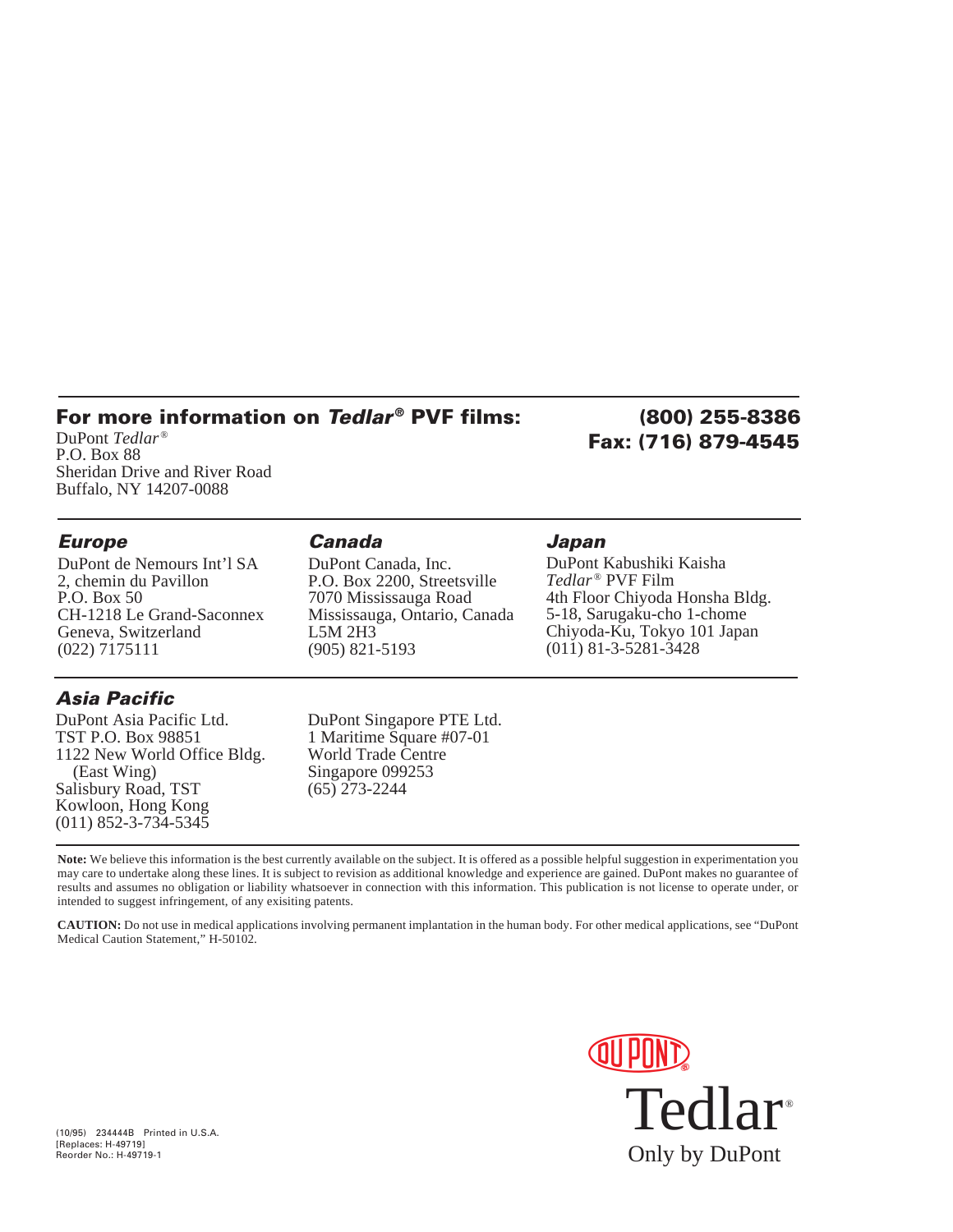## For more information on *Tedlar*® PVF films:

**(800) 255-8386**
**Fax: (716) 879-4545**

DuPont *Tedlar*®
P.O. Box 88
Sheridan Drive and River Road
Buffalo, NY 14207-0088

### *Europe*

DuPont de Nemours Int'l SA
2, chemin du Pavillon
P.O. Box 50
CH-1218 Le Grand-Saconnex
Geneva, Switzerland
(022) 7175111

### *Canada*

DuPont Canada, Inc.
P.O. Box 2200, Streetsville
7070 Mississauga Road
Mississauga, Ontario, Canada
L5M 2H3
(905) 821-5193

### *Japan*

DuPont Kabushiki Kaisha
*Tedlar*® PVF Film
4th Floor Chiyoda Honsha Bldg.
5-18, Sarugaku-cho 1-chome
Chiyoda-Ku, Tokyo 101 Japan
(011) 81-3-5281-3428

### *Asia Pacific*

DuPont Asia Pacific Ltd.
TST P.O. Box 98851
1122 New World Office Bldg.
(East Wing)
Salisbury Road, TST
Kowloon, Hong Kong
(011) 852-3-734-5345

DuPont Singapore PTE Ltd.
1 Maritime Square #07-01
World Trade Centre
Singapore 099253
(65) 273-2244

**Note:** We believe this information is the best currently available on the subject. It is offered as a possible helpful suggestion in experimentation you may care to undertake along these lines. It is subject to revision as additional knowledge and experience are gained. DuPont makes no guarantee of results and assumes no obligation or liability whatsoever in connection with this information. This publication is not license to operate under, or intended to suggest infringement, of any exisiting patents.

**CAUTION:** Do not use in medical applications involving permanent implantation in the human body. For other medical applications, see "DuPont Medical Caution Statement," H-50102.

DUPONT®
Tedlar®
Only by DuPont

(10/95) 234444B Printed in U.S.A.
[Replaces: H-49719]
Reorder No.: H-49719-1